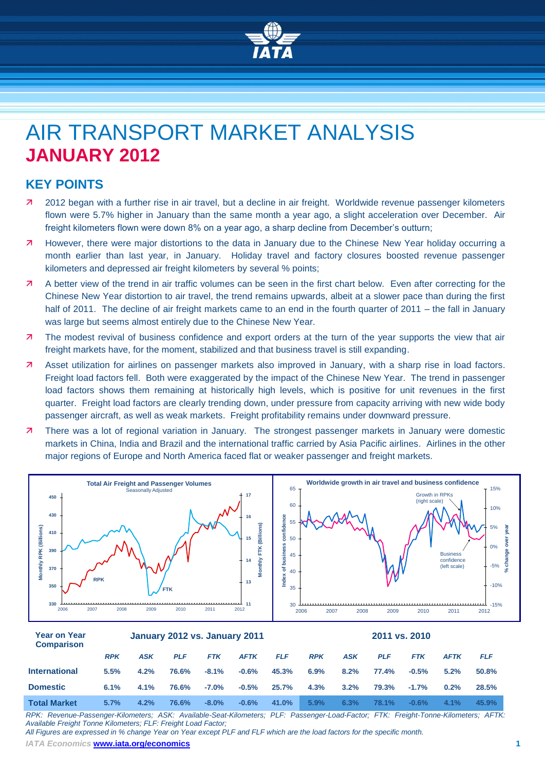# AIR TRANSPORT MARKET ANALYSIS
## JANUARY 2012

## KEY POINTS

- 2012 began with a further rise in air travel, but a decline in air freight. Worldwide revenue passenger kilometers flown were 5.7% higher in January than the same month a year ago, a slight acceleration over December. Air freight kilometers flown were down 8% on a year ago, a sharp decline from December's outturn;
- However, there were major distortions to the data in January due to the Chinese New Year holiday occurring a month earlier than last year, in January. Holiday travel and factory closures boosted revenue passenger kilometers and depressed air freight kilometers by several % points;
- A better view of the trend in air traffic volumes can be seen in the first chart below. Even after correcting for the Chinese New Year distortion to air travel, the trend remains upwards, albeit at a slower pace than during the first half of 2011. The decline of air freight markets came to an end in the fourth quarter of 2011 – the fall in January was large but seems almost entirely due to the Chinese New Year.
- The modest revival of business confidence and export orders at the turn of the year supports the view that air freight markets have, for the moment, stabilized and that business travel is still expanding.
- Asset utilization for airlines on passenger markets also improved in January, with a sharp rise in load factors. Freight load factors fell. Both were exaggerated by the impact of the Chinese New Year. The trend in passenger load factors shows them remaining at historically high levels, which is positive for unit revenues in the first quarter. Freight load factors are clearly trending down, under pressure from capacity arriving with new wide body passenger aircraft, as well as weak markets. Freight profitability remains under downward pressure.
- There was a lot of regional variation in January. The strongest passenger markets in January were domestic markets in China, India and Brazil and the international traffic carried by Asia Pacific airlines. Airlines in the other major regions of Europe and North America faced flat or weaker passenger and freight markets.

| Year on Year Comparison | January 2012 vs. January 2011 | | | | | | 2011 vs. 2010 | | | | | |
|---|---|---|---|---|---|---|---|---|---|---|---|---|
| | RPK | ASK | PLF | FTK | AFTK | FLF | RPK | ASK | PLF | FTK | AFTK | FLF |
| International | 5.5% | 4.2% | 76.6% | -8.1% | -0.6% | 45.3% | 6.9% | 8.2% | 77.4% | -0.5% | 5.2% | 50.8% |
| Domestic | 6.1% | 4.1% | 76.6% | -7.0% | -0.5% | 25.7% | 4.3% | 3.2% | 79.3% | -1.7% | 0.2% | 28.5% |
| Total Market | 5.7% | 4.2% | 76.6% | -8.0% | -0.6% | 41.0% | 5.9% | 6.3% | 78.1% | -0.6% | 4.1% | 45.9% |

*RPK: Revenue-Passenger-Kilometers; ASK: Available-Seat-Kilometers; PLF: Passenger-Load-Factor; FTK: Freight-Tonne-Kilometers; AFTK: Available Freight Tonne Kilometers; FLF: Freight Load Factor;*

*All Figures are expressed in % change Year on Year except PLF and FLF which are the load factors for the specific month.*

*IATA Economics* **www.iata.org/economics**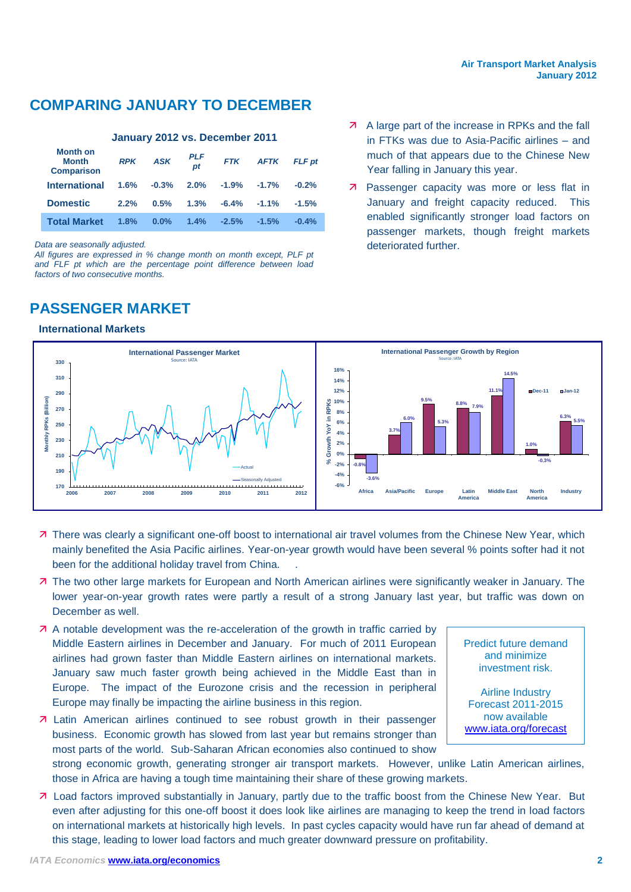## COMPARING JANUARY TO DECEMBER

**January 2012 vs. December 2011**

| Month on Month Comparison | *RPK* | *ASK* | *PLF pt* | *FTK* | *AFTK* | *FLF pt* |
|---|---|---|---|---|---|---|
| International | 1.6% | -0.3% | 2.0% | -1.9% | -1.7% | -0.2% |
| Domestic | 2.2% | 0.5% | 1.3% | -6.4% | -1.1% | -1.5% |
| Total Market | 1.8% | 0.0% | 1.4% | -2.5% | -1.5% | -0.4% |

*Data are seasonally adjusted.*
*All figures are expressed in % change month on month except, PLF pt and FLF pt which are the percentage point difference between load factors of two consecutive months.*

- A large part of the increase in RPKs and the fall in FTKs was due to Asia-Pacific airlines – and much of that appears due to the Chinese New Year falling in January this year.
- Passenger capacity was more or less flat in January and freight capacity reduced. This enabled significantly stronger load factors on passenger markets, though freight markets deteriorated further.

## PASSENGER MARKET

### International Markets

- There was clearly a significant one-off boost to international air travel volumes from the Chinese New Year, which mainly benefited the Asia Pacific airlines. Year-on-year growth would have been several % points softer had it not been for the additional holiday travel from China.
- The two other large markets for European and North American airlines were significantly weaker in January. The lower year-on-year growth rates were partly a result of a strong January last year, but traffic was down on December as well.
- A notable development was the re-acceleration of the growth in traffic carried by Middle Eastern airlines in December and January. For much of 2011 European airlines had grown faster than Middle Eastern airlines on international markets. January saw much faster growth being achieved in the Middle East than in Europe. The impact of the Eurozone crisis and the recession in peripheral Europe may finally be impacting the airline business in this region.
- Latin American airlines continued to see robust growth in their passenger business. Economic growth has slowed from last year but remains stronger than most parts of the world. Sub-Saharan African economies also continued to show strong economic growth, generating stronger air transport markets. However, unlike Latin American airlines, those in Africa are having a tough time maintaining their share of these growing markets.
- Load factors improved substantially in January, partly due to the traffic boost from the Chinese New Year. But even after adjusting for this one-off boost it does look like airlines are managing to keep the trend in load factors on international markets at historically high levels. In past cycles capacity would have run far ahead of demand at this stage, leading to lower load factors and much greater downward pressure on profitability.

Predict future demand and minimize investment risk.

Airline Industry Forecast 2011-2015 now available www.iata.org/forecast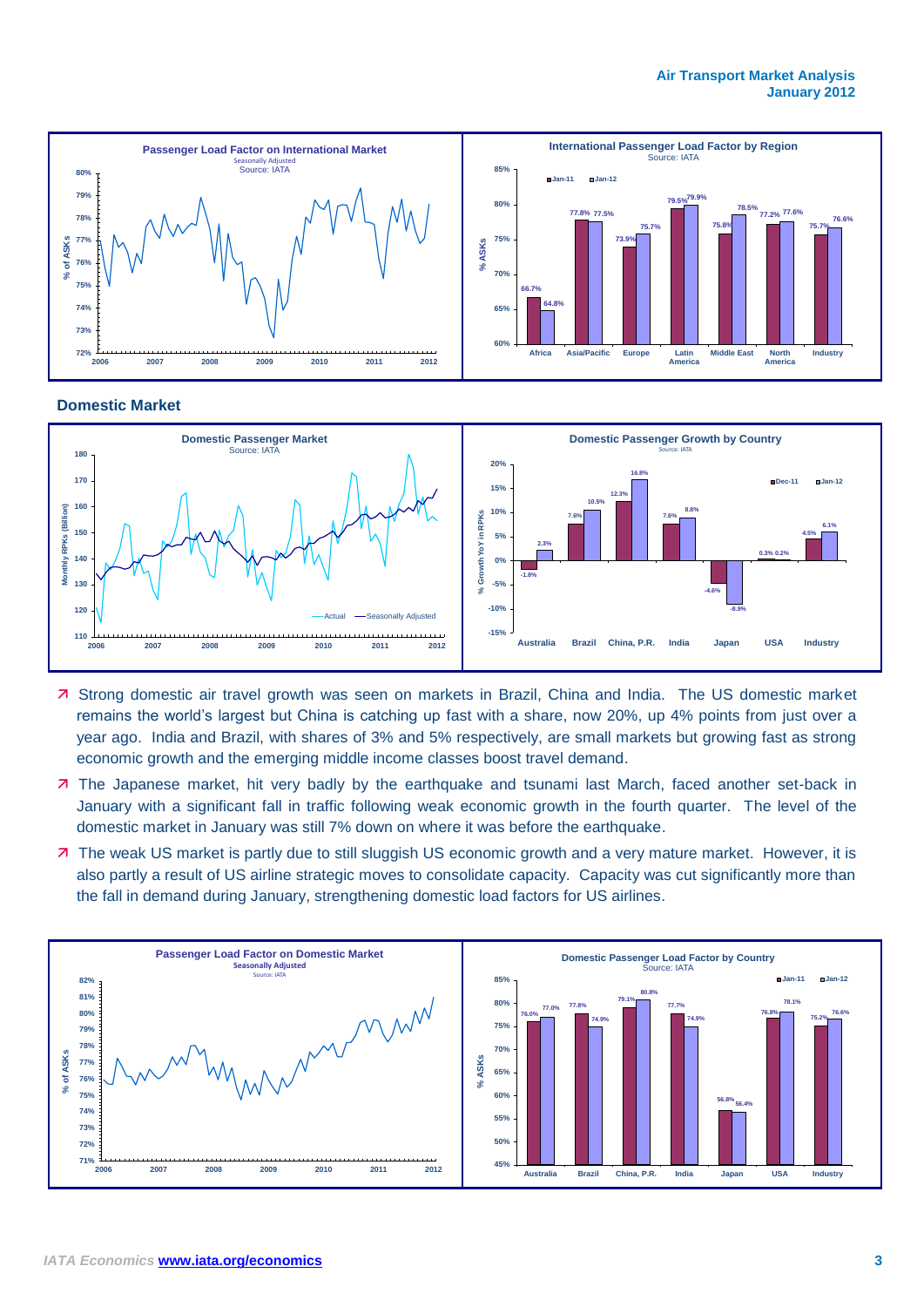## Domestic Market

- Strong domestic air travel growth was seen on markets in Brazil, China and India. The US domestic market remains the world's largest but China is catching up fast with a share, now 20%, up 4% points from just over a year ago. India and Brazil, with shares of 3% and 5% respectively, are small markets but growing fast as strong economic growth and the emerging middle income classes boost travel demand.
- The Japanese market, hit very badly by the earthquake and tsunami last March, faced another set-back in January with a significant fall in traffic following weak economic growth in the fourth quarter. The level of the domestic market in January was still 7% down on where it was before the earthquake.
- The weak US market is partly due to still sluggish US economic growth and a very mature market. However, it is also partly a result of US airline strategic moves to consolidate capacity. Capacity was cut significantly more than the fall in demand during January, strengthening domestic load factors for US airlines.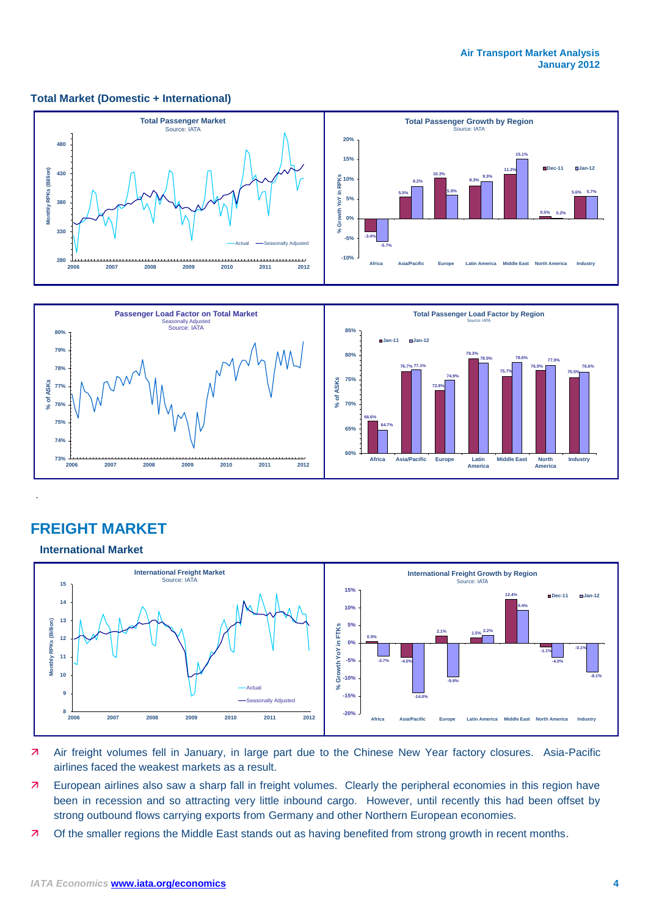## Total Market (Domestic + International)

.

# FREIGHT MARKET

### International Market

- Air freight volumes fell in January, in large part due to the Chinese New Year factory closures. Asia-Pacific airlines faced the weakest markets as a result.
- European airlines also saw a sharp fall in freight volumes. Clearly the peripheral economies in this region have been in recession and so attracting very little inbound cargo. However, until recently this had been offset by strong outbound flows carrying exports from Germany and other Northern European economies.
- Of the smaller regions the Middle East stands out as having benefited from strong growth in recent months.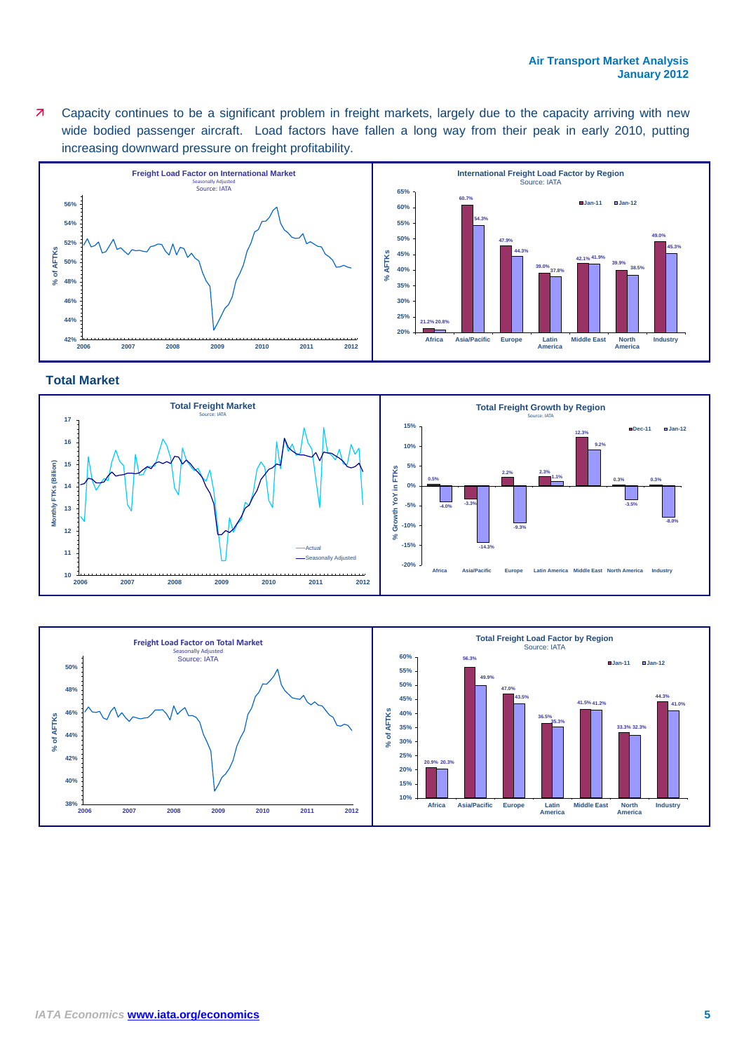- Capacity continues to be a significant problem in freight markets, largely due to the capacity arriving with new wide bodied passenger aircraft. Load factors have fallen a long way from their peak in early 2010, putting increasing downward pressure on freight profitability.

**Freight Load Factor on International Market**
Seasonally Adjusted
Source: IATA

**International Freight Load Factor by Region**
Source: IATA

| Region | Jan-11 | Jan-12 |
| --- | --- | --- |
| Africa | 21.2% | 20.8% |
| Asia/Pacific | 60.7% | 54.3% |
| Europe | 47.9% | 44.3% |
| Latin America | 39.0% | 37.8% |
| Middle East | 42.1% | 41.9% |
| North America | 39.9% | 38.5% |
| Industry | 49.0% | 45.3% |

## Total Market

**Total Freight Market**
Source: IATA

**Total Freight Growth by Region**
Source: IATA

| Region | Dec-11 | Jan-12 |
| --- | --- | --- |
| Africa | 0.5% | -4.0% |
| Asia/Pacific | -3.3% | -14.3% |
| Europe | 2.2% | -9.3% |
| Latin America | 2.3% | 1.1% |
| Middle East | 12.3% | 9.2% |
| North America | 0.3% | -3.5% |
| Industry | 0.3% | -8.0% |

**Freight Load Factor on Total Market**
Seasonally Adjusted
Source: IATA

**Total Freight Load Factor by Region**
Source: IATA

| Region | Jan-11 | Jan-12 |
| --- | --- | --- |
| Africa | 20.9% | 20.3% |
| Asia/Pacific | 56.3% | 49.9% |
| Europe | 47.0% | 43.5% |
| Latin America | 36.5% | 35.3% |
| Middle East | 41.5% | 41.2% |
| North America | 33.3% | 32.3% |
| Industry | 44.3% | 41.0% |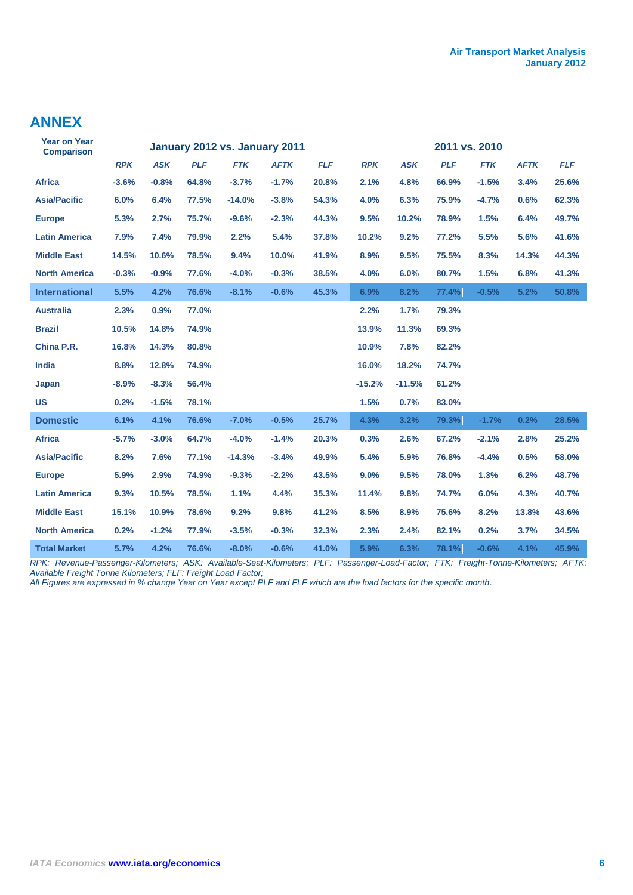## ANNEX

| Year on Year Comparison | January 2012 vs. January 2011 | | | | | | 2011 vs. 2010 | | | | | |
|---|---|---|---|---|---|---|---|---|---|---|---|---|
| | *RPK* | *ASK* | *PLF* | *FTK* | *AFTK* | *FLF* | *RPK* | *ASK* | *PLF* | *FTK* | *AFTK* | *FLF* |
| **Africa** | -3.6% | -0.8% | 64.8% | -3.7% | -1.7% | 20.8% | 2.1% | 4.8% | 66.9% | -1.5% | 3.4% | 25.6% |
| **Asia/Pacific** | 6.0% | 6.4% | 77.5% | -14.0% | -3.8% | 54.3% | 4.0% | 6.3% | 75.9% | -4.7% | 0.6% | 62.3% |
| **Europe** | 5.3% | 2.7% | 75.7% | -9.6% | -2.3% | 44.3% | 9.5% | 10.2% | 78.9% | 1.5% | 6.4% | 49.7% |
| **Latin America** | 7.9% | 7.4% | 79.9% | 2.2% | 5.4% | 37.8% | 10.2% | 9.2% | 77.2% | 5.5% | 5.6% | 41.6% |
| **Middle East** | 14.5% | 10.6% | 78.5% | 9.4% | 10.0% | 41.9% | 8.9% | 9.5% | 75.5% | 8.3% | 14.3% | 44.3% |
| **North America** | -0.3% | -0.9% | 77.6% | -4.0% | -0.3% | 38.5% | 4.0% | 6.0% | 80.7% | 1.5% | 6.8% | 41.3% |
| **International** | 5.5% | 4.2% | 76.6% | -8.1% | -0.6% | 45.3% | 6.9% | 8.2% | 77.4% | -0.5% | 5.2% | 50.8% |
| **Australia** | 2.3% | 0.9% | 77.0% | | | | 2.2% | 1.7% | 79.3% | | | |
| **Brazil** | 10.5% | 14.8% | 74.9% | | | | 13.9% | 11.3% | 69.3% | | | |
| **China P.R.** | 16.8% | 14.3% | 80.8% | | | | 10.9% | 7.8% | 82.2% | | | |
| **India** | 8.8% | 12.8% | 74.9% | | | | 16.0% | 18.2% | 74.7% | | | |
| **Japan** | -8.9% | -8.3% | 56.4% | | | | -15.2% | -11.5% | 61.2% | | | |
| **US** | 0.2% | -1.5% | 78.1% | | | | 1.5% | 0.7% | 83.0% | | | |
| **Domestic** | 6.1% | 4.1% | 76.6% | -7.0% | -0.5% | 25.7% | 4.3% | 3.2% | 79.3% | -1.7% | 0.2% | 28.5% |
| **Africa** | -5.7% | -3.0% | 64.7% | -4.0% | -1.4% | 20.3% | 0.3% | 2.6% | 67.2% | -2.1% | 2.8% | 25.2% |
| **Asia/Pacific** | 8.2% | 7.6% | 77.1% | -14.3% | -3.4% | 49.9% | 5.4% | 5.9% | 76.8% | -4.4% | 0.5% | 58.0% |
| **Europe** | 5.9% | 2.9% | 74.9% | -9.3% | -2.2% | 43.5% | 9.0% | 9.5% | 78.0% | 1.3% | 6.2% | 48.7% |
| **Latin America** | 9.3% | 10.5% | 78.5% | 1.1% | 4.4% | 35.3% | 11.4% | 9.8% | 74.7% | 6.0% | 4.3% | 40.7% |
| **Middle East** | 15.1% | 10.9% | 78.6% | 9.2% | 9.8% | 41.2% | 8.5% | 8.9% | 75.6% | 8.2% | 13.8% | 43.6% |
| **North America** | 0.2% | -1.2% | 77.9% | -3.5% | -0.3% | 32.3% | 2.3% | 2.4% | 82.1% | 0.2% | 3.7% | 34.5% |
| **Total Market** | 5.7% | 4.2% | 76.6% | -8.0% | -0.6% | 41.0% | 5.9% | 6.3% | 78.1% | -0.6% | 4.1% | 45.9% |

*RPK: Revenue-Passenger-Kilometers; ASK: Available-Seat-Kilometers; PLF: Passenger-Load-Factor; FTK: Freight-Tonne-Kilometers; AFTK: Available Freight Tonne Kilometers; FLF: Freight Load Factor;*
*All Figures are expressed in % change Year on Year except PLF and FLF which are the load factors for the specific month.*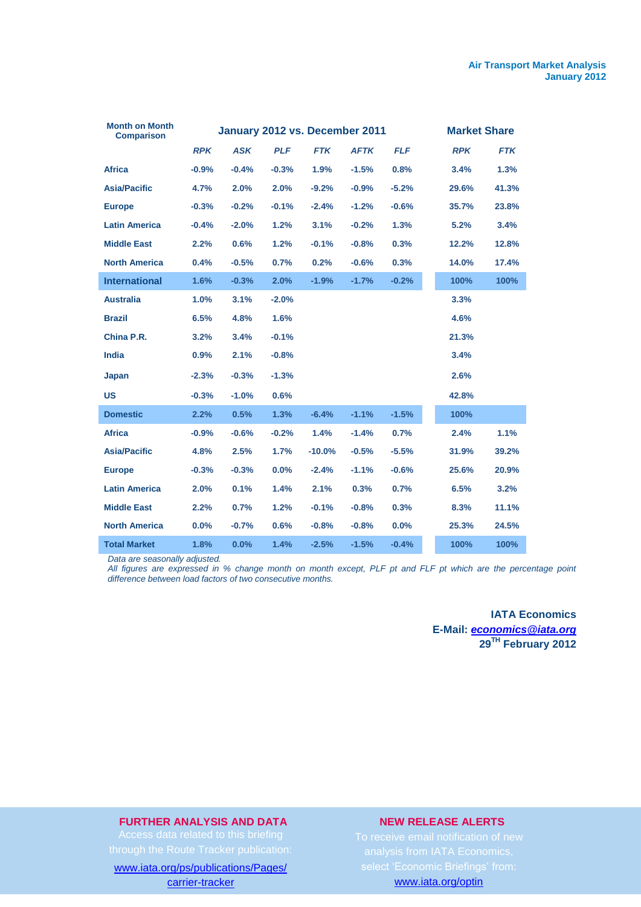| Month on Month Comparison | January 2012 vs. December 2011 | | | | | | Market Share | |
|---|---|---|---|---|---|---|---|---|
| | *RPK* | *ASK* | *PLF* | *FTK* | *AFTK* | *FLF* | *RPK* | *FTK* |
| **Africa** | -0.9% | -0.4% | -0.3% | 1.9% | -1.5% | 0.8% | 3.4% | 1.3% |
| **Asia/Pacific** | 4.7% | 2.0% | 2.0% | -9.2% | -0.9% | -5.2% | 29.6% | 41.3% |
| **Europe** | -0.3% | -0.2% | -0.1% | -2.4% | -1.2% | -0.6% | 35.7% | 23.8% |
| **Latin America** | -0.4% | -2.0% | 1.2% | 3.1% | -0.2% | 1.3% | 5.2% | 3.4% |
| **Middle East** | 2.2% | 0.6% | 1.2% | -0.1% | -0.8% | 0.3% | 12.2% | 12.8% |
| **North America** | 0.4% | -0.5% | 0.7% | 0.2% | -0.6% | 0.3% | 14.0% | 17.4% |
| **International** | 1.6% | -0.3% | 2.0% | -1.9% | -1.7% | -0.2% | 100% | 100% |
| **Australia** | 1.0% | 3.1% | -2.0% | | | | 3.3% | |
| **Brazil** | 6.5% | 4.8% | 1.6% | | | | 4.6% | |
| **China P.R.** | 3.2% | 3.4% | -0.1% | | | | 21.3% | |
| **India** | 0.9% | 2.1% | -0.8% | | | | 3.4% | |
| **Japan** | -2.3% | -0.3% | -1.3% | | | | 2.6% | |
| **US** | -0.3% | -1.0% | 0.6% | | | | 42.8% | |
| **Domestic** | 2.2% | 0.5% | 1.3% | -6.4% | -1.1% | -1.5% | 100% | |
| **Africa** | -0.9% | -0.6% | -0.2% | 1.4% | -1.4% | 0.7% | 2.4% | 1.1% |
| **Asia/Pacific** | 4.8% | 2.5% | 1.7% | -10.0% | -0.5% | -5.5% | 31.9% | 39.2% |
| **Europe** | -0.3% | -0.3% | 0.0% | -2.4% | -1.1% | -0.6% | 25.6% | 20.9% |
| **Latin America** | 2.0% | 0.1% | 1.4% | 2.1% | 0.3% | 0.7% | 6.5% | 3.2% |
| **Middle East** | 2.2% | 0.7% | 1.2% | -0.1% | -0.8% | 0.3% | 8.3% | 11.1% |
| **North America** | 0.0% | -0.7% | 0.6% | -0.8% | -0.8% | 0.0% | 25.3% | 24.5% |
| **Total Market** | 1.8% | 0.0% | 1.4% | -2.5% | -1.5% | -0.4% | 100% | 100% |

*Data are seasonally adjusted.*
*All figures are expressed in % change month on month except, PLF pt and FLF pt which are the percentage point difference between load factors of two consecutive months.*

**IATA Economics**
**E-Mail: *economics@iata.org***
**29$^{TH}$ February 2012**

**FURTHER ANALYSIS AND DATA**

Access data related to this briefing through the Route Tracker publication:

www.iata.org/ps/publications/Pages/carrier-tracker

**NEW RELEASE ALERTS**

To receive email notification of new analysis from IATA Economics, select 'Economic Briefings' from:

www.iata.org/optin